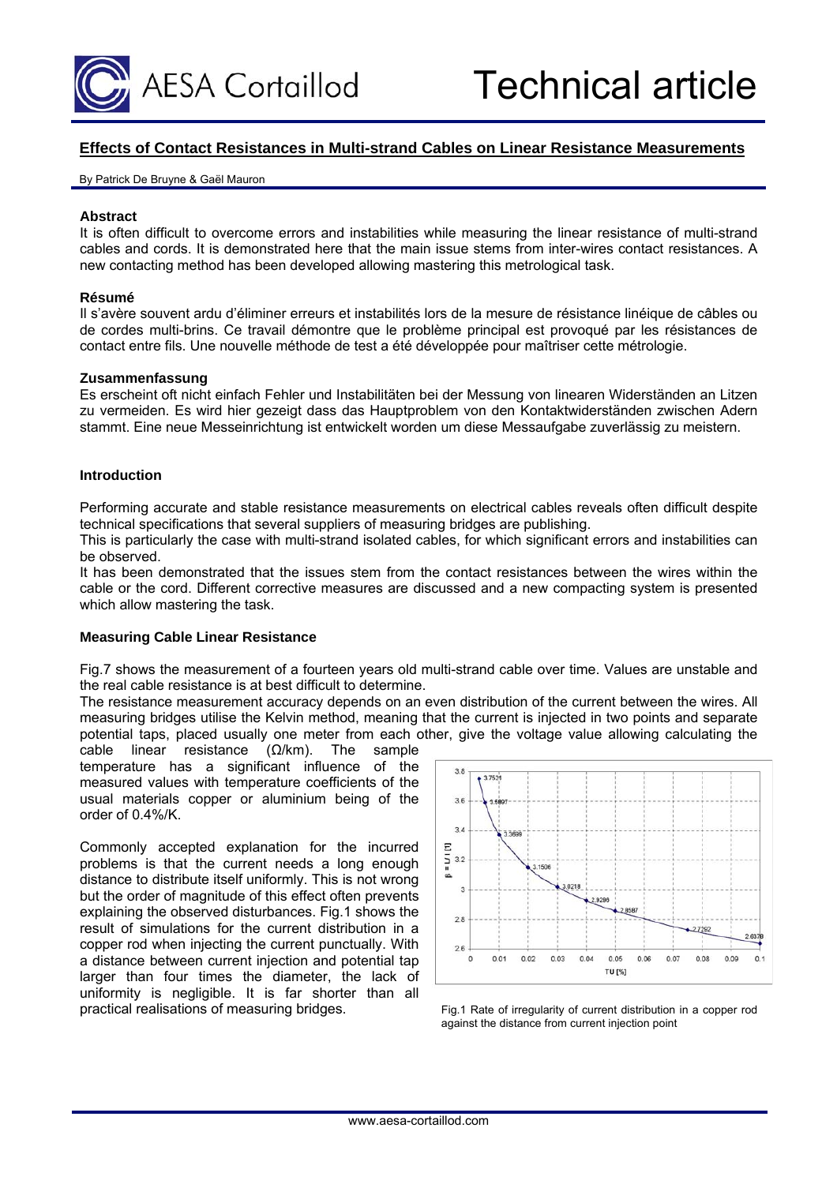# Technical article

## Effects of Contact Resistances in Multi-strand Cables on Linear Resistance Measurements

By Patrick De Bruyne & Gaël Mauron

**Abstract**

It is often difficult to overcome errors and instabilities while measuring the linear resistance of multi-strand cables and cords. It is demonstrated here that the main issue stems from inter-wires contact resistances. A new contacting method has been developed allowing mastering this metrological task.

**Résumé**

Il s'avère souvent ardu d'éliminer erreurs et instabilités lors de la mesure de résistance linéique de câbles ou de cordes multi-brins. Ce travail démontre que le problème principal est provoqué par les résistances de contact entre fils. Une nouvelle méthode de test a été développée pour maîtriser cette métrologie.

**Zusammenfassung**

Es erscheint oft nicht einfach Fehler und Instabilitäten bei der Messung von linearen Widerständen an Litzen zu vermeiden. Es wird hier gezeigt dass das Hauptproblem von den Kontaktwiderständen zwischen Adern stammt. Eine neue Messeinrichtung ist entwickelt worden um diese Messaufgabe zuverlässig zu meistern.

### Introduction

Performing accurate and stable resistance measurements on electrical cables reveals often difficult despite technical specifications that several suppliers of measuring bridges are publishing.

This is particularly the case with multi-strand isolated cables, for which significant errors and instabilities can be observed.

It has been demonstrated that the issues stem from the contact resistances between the wires within the cable or the cord. Different corrective measures are discussed and a new compacting system is presented which allow mastering the task.

### Measuring Cable Linear Resistance

Fig.7 shows the measurement of a fourteen years old multi-strand cable over time. Values are unstable and the real cable resistance is at best difficult to determine.

The resistance measurement accuracy depends on an even distribution of the current between the wires. All measuring bridges utilise the Kelvin method, meaning that the current is injected in two points and separate potential taps, placed usually one meter from each other, give the voltage value allowing calculating the cable linear resistance (Ω/km). The sample temperature has a significant influence of the measured values with temperature coefficients of the usual materials copper or aluminium being of the order of 0.4%/K.

Commonly accepted explanation for the incurred problems is that the current needs a long enough distance to distribute itself uniformly. This is not wrong but the order of magnitude of this effect often prevents explaining the observed disturbances. Fig.1 shows the result of simulations for the current distribution in a copper rod when injecting the current punctually. With a distance between current injection and potential tap larger than four times the diameter, the lack of uniformity is negligible. It is far shorter than all practical realisations of measuring bridges.

Fig.1 Rate of irregularity of current distribution in a copper rod against the distance from current injection point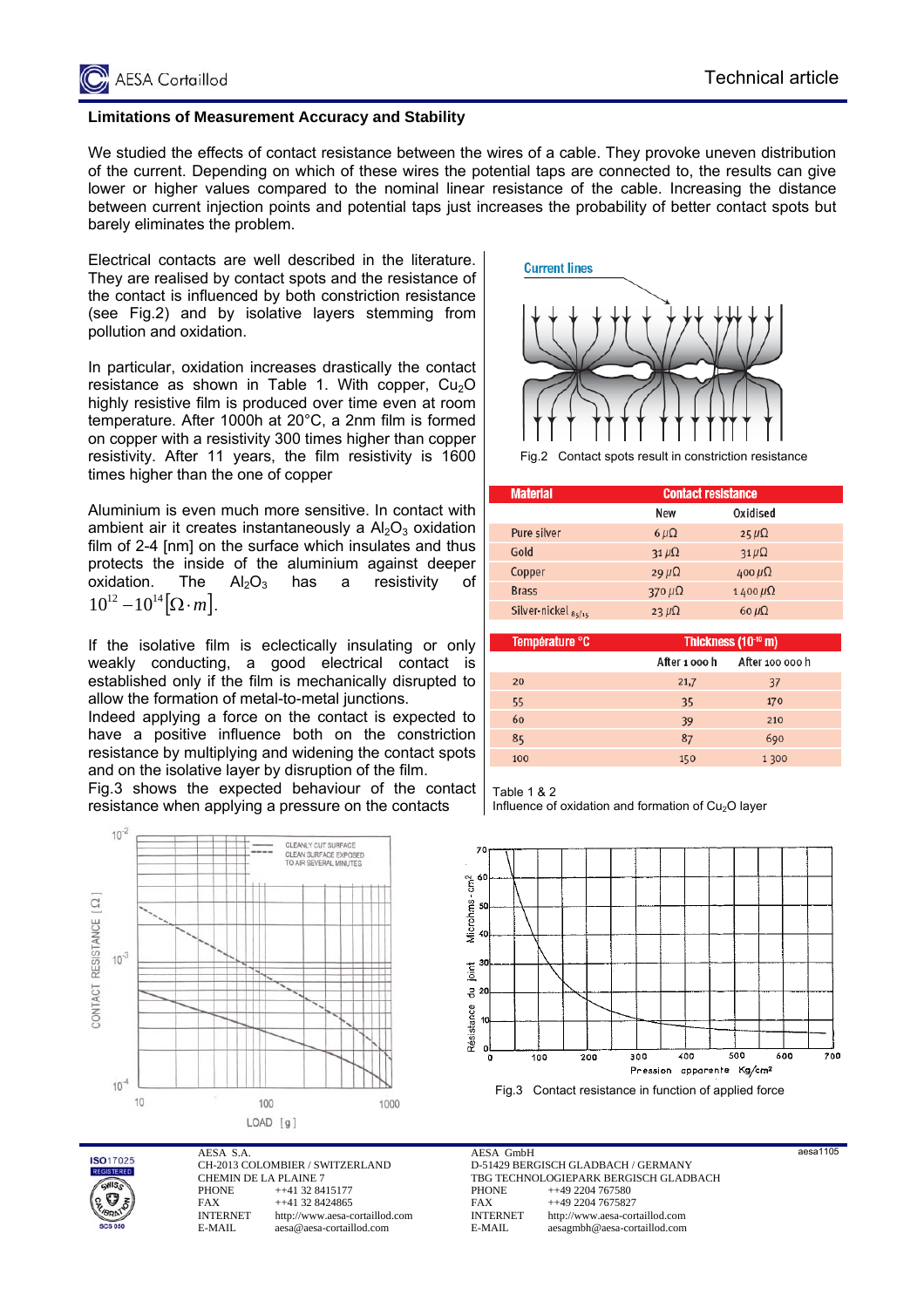## Limitations of Measurement Accuracy and Stability

We studied the effects of contact resistance between the wires of a cable. They provoke uneven distribution of the current. Depending on which of these wires the potential taps are connected to, the results can give lower or higher values compared to the nominal linear resistance of the cable. Increasing the distance between current injection points and potential taps just increases the probability of better contact spots but barely eliminates the problem.

Electrical contacts are well described in the literature. They are realised by contact spots and the resistance of the contact is influenced by both constriction resistance (see Fig.2) and by isolative layers stemming from pollution and oxidation.

In particular, oxidation increases drastically the contact resistance as shown in Table 1. With copper, $Cu_2O$ highly resistive film is produced over time even at room temperature. After 1000h at 20°C, a 2nm film is formed on copper with a resistivity 300 times higher than copper resistivity. After 11 years, the film resistivity is 1600 times higher than the one of copper

Aluminium is even much more sensitive. In contact with ambient air it creates instantaneously a $Al_2O_3$ oxidation film of 2-4 [nm] on the surface which insulates and thus protects the inside of the aluminium against deeper oxidation. The $Al_2O_3$ has a resistivity of $10^{12} - 10^{14} [\Omega \cdot m]$.

If the isolative film is eclectically insulating or only weakly conducting, a good electrical contact is established only if the film is mechanically disrupted to allow the formation of metal-to-metal junctions.
Indeed applying a force on the contact is expected to have a positive influence both on the constriction resistance by multiplying and widening the contact spots and on the isolative layer by disruption of the film.
Fig.3 shows the expected behaviour of the contact resistance when applying a pressure on the contacts

Fig.2 Contact spots result in constriction resistance

| Material | Contact resistance | |
|---|---|---|
| | New | Oxidised |
| Pure silver | 6 $\mu\Omega$ | 25 $\mu\Omega$ |
| Gold | 31 $\mu\Omega$ | 31 $\mu\Omega$ |
| Copper | 29 $\mu\Omega$ | 400 $\mu\Omega$ |
| Brass | 370 $\mu\Omega$ | 1 400 $\mu\Omega$ |
| Silver-nickel $_{85/15}$ | 23 $\mu\Omega$ | 60 $\mu\Omega$ |

| Température °C | Thickness ($10^{-10}$ m) | |
|---|---|---|
| | After 1 000 h | After 100 000 h |
| 20 | 21,7 | 37 |
| 55 | 35 | 170 |
| 60 | 39 | 210 |
| 85 | 87 | 690 |
| 100 | 150 | 1 300 |

Table 1 & 2
Influence of oxidation and formation of $Cu_2O$ layer

Fig.3 Contact resistance in function of applied force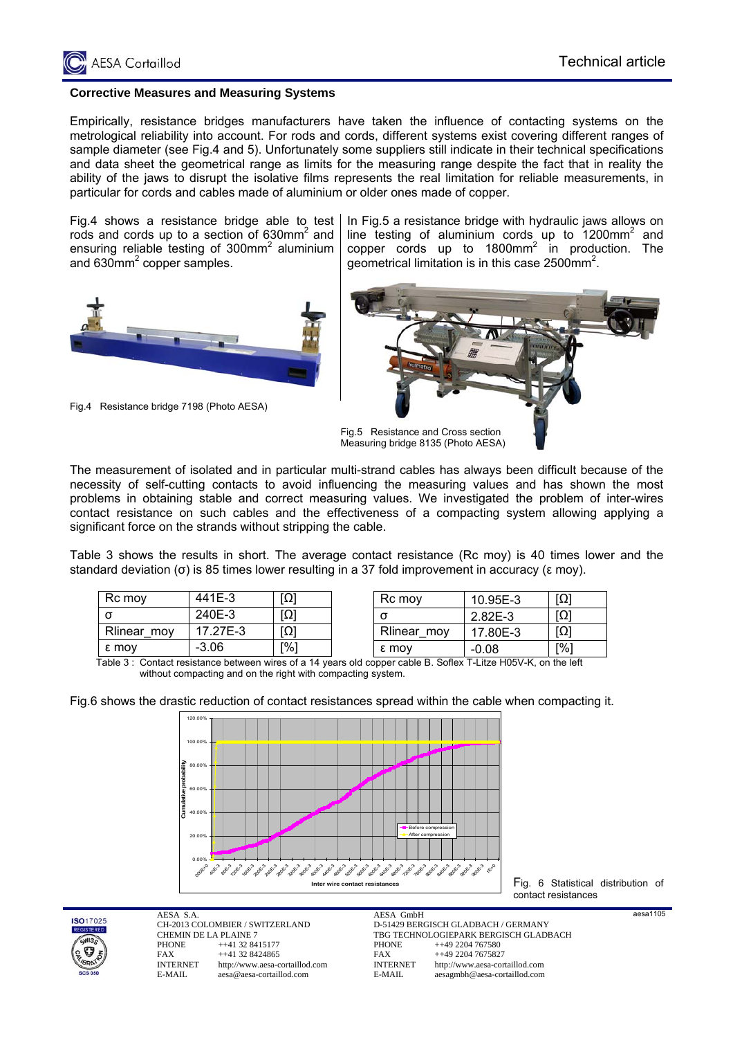### Corrective Measures and Measuring Systems

Empirically, resistance bridges manufacturers have taken the influence of contacting systems on the metrological reliability into account. For rods and cords, different systems exist covering different ranges of sample diameter (see Fig.4 and 5). Unfortunately some suppliers still indicate in their technical specifications and data sheet the geometrical range as limits for the measuring range despite the fact that in reality the ability of the jaws to disrupt the isolative films represents the real limitation for reliable measurements, in particular for cords and cables made of aluminium or older ones made of copper.

Fig.4 shows a resistance bridge able to test rods and cords up to a section of 630mm$^2$ and ensuring reliable testing of 300mm$^2$ aluminium and 630mm$^2$ copper samples.

Fig.4 Resistance bridge 7198 (Photo AESA)

In Fig.5 a resistance bridge with hydraulic jaws allows on line testing of aluminium cords up to 1200mm$^2$ and copper cords up to 1800mm$^2$ in production. The geometrical limitation is in this case 2500mm$^2$.

Fig.5 Resistance and Cross section Measuring bridge 8135 (Photo AESA)

The measurement of isolated and in particular multi-strand cables has always been difficult because of the necessity of self-cutting contacts to avoid influencing the measuring values and has shown the most problems in obtaining stable and correct measuring values. We investigated the problem of inter-wires contact resistance on such cables and the effectiveness of a compacting system allowing applying a significant force on the strands without stripping the cable.

Table 3 shows the results in short. The average contact resistance (Rc moy) is 40 times lower and the standard deviation (σ) is 85 times lower resulting in a 37 fold improvement in accuracy (ε moy).

| Rc moy | 441E-3 | [Ω] |
|---|---|---|
| σ | 240E-3 | [Ω] |
| Rlinear_moy | 17.27E-3 | [Ω] |
| ε moy | -3.06 | [%] |

| Rc moy | 10.95E-3 | [Ω] |
|---|---|---|
| σ | 2.82E-3 | [Ω] |
| Rlinear_moy | 17.80E-3 | [Ω] |
| ε moy | -0.08 | [%] |

Table 3 : Contact resistance between wires of a 14 years old copper cable B. Soflex T-Litze H05V-K, on the left without compacting and on the right with compacting system.

Fig.6 shows the drastic reduction of contact resistances spread within the cable when compacting it.

Fig. 6 Statistical distribution of contact resistances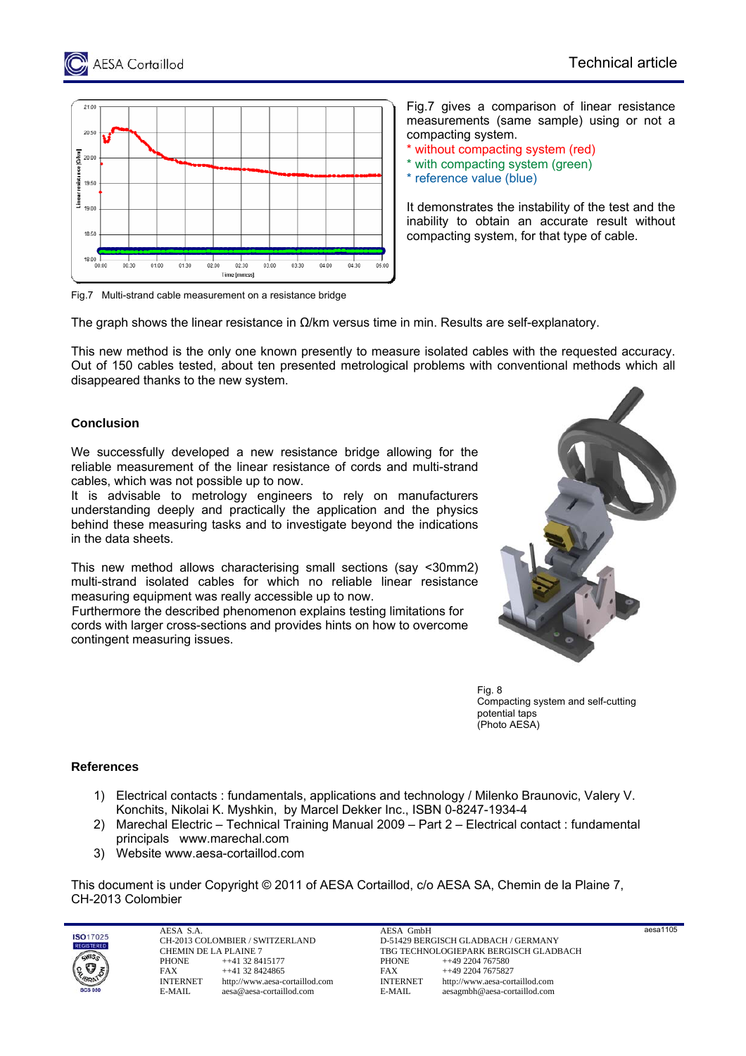21.00
20.50
20.00
19.50
19.00
18.50
18.00
Linear resistance [Ω/km]
00.00 00.30 01.00 01.30 02.00 02.30 03.00 03.30 04.00 04.30 05.00
Time [mm:ss]

Fig.7 gives a comparison of linear resistance measurements (same sample) using or not a compacting system.

* without compacting system (red)
* with compacting system (green)
* reference value (blue)

It demonstrates the instability of the test and the inability to obtain an accurate result without compacting system, for that type of cable.

Fig.7 Multi-strand cable measurement on a resistance bridge

The graph shows the linear resistance in Ω/km versus time in min. Results are self-explanatory.

This new method is the only one known presently to measure isolated cables with the requested accuracy. Out of 150 cables tested, about ten presented metrological problems with conventional methods which all disappeared thanks to the new system.

### Conclusion

We successfully developed a new resistance bridge allowing for the reliable measurement of the linear resistance of cords and multi-strand cables, which was not possible up to now.

It is advisable to metrology engineers to rely on manufacturers understanding deeply and practically the application and the physics behind these measuring tasks and to investigate beyond the indications in the data sheets.

This new method allows characterising small sections (say <30mm2) multi-strand isolated cables for which no reliable linear resistance measuring equipment was really accessible up to now.

Furthermore the described phenomenon explains testing limitations for cords with larger cross-sections and provides hints on how to overcome contingent measuring issues.

Fig. 8
Compacting system and self-cutting potential taps
(Photo AESA)

### References

1) Electrical contacts : fundamentals, applications and technology / Milenko Braunovic, Valery V. Konchits, Nikolai K. Myshkin, by Marcel Dekker Inc., ISBN 0-8247-1934-4
2) Marechal Electric – Technical Training Manual 2009 – Part 2 – Electrical contact : fundamental principals www.marechal.com
3) Website www.aesa-cortaillod.com

This document is under Copyright © 2011 of AESA Cortaillod, c/o AESA SA, Chemin de la Plaine 7, CH-2013 Colombier